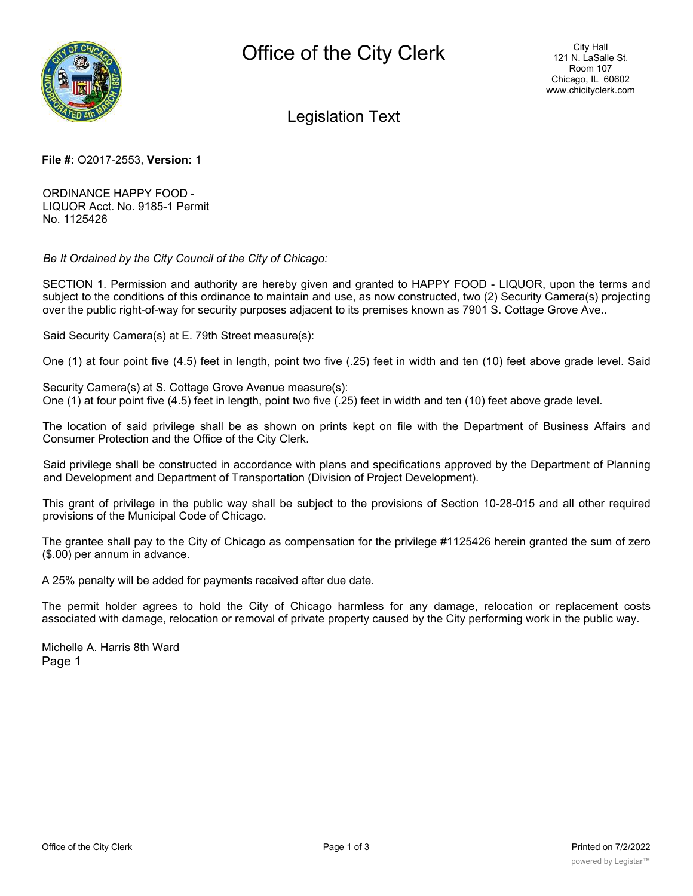# Office of the City Clerk

City Hall
121 N. LaSalle St.
Room 107
Chicago, IL 60602
www.chicityclerk.com

## Legislation Text

**File #:** O2017-2553, **Version:** 1

ORDINANCE HAPPY FOOD - LIQUOR Acct. No. 9185-1 Permit No. 1125426

*Be It Ordained by the City Council of the City of Chicago:*

SECTION 1. Permission and authority are hereby given and granted to HAPPY FOOD - LIQUOR, upon the terms and subject to the conditions of this ordinance to maintain and use, as now constructed, two (2) Security Camera(s) projecting over the public right-of-way for security purposes adjacent to its premises known as 7901 S. Cottage Grove Ave..

Said Security Camera(s) at E. 79th Street measure(s):

One (1) at four point five (4.5) feet in length, point two five (.25) feet in width and ten (10) feet above grade level. Said

Security Camera(s) at S. Cottage Grove Avenue measure(s):
One (1) at four point five (4.5) feet in length, point two five (.25) feet in width and ten (10) feet above grade level.

The location of said privilege shall be as shown on prints kept on file with the Department of Business Affairs and Consumer Protection and the Office of the City Clerk.

Said privilege shall be constructed in accordance with plans and specifications approved by the Department of Planning and Development and Department of Transportation (Division of Project Development).

This grant of privilege in the public way shall be subject to the provisions of Section 10-28-015 and all other required provisions of the Municipal Code of Chicago.

The grantee shall pay to the City of Chicago as compensation for the privilege #1125426 herein granted the sum of zero ($.00) per annum in advance.

A 25% penalty will be added for payments received after due date.

The permit holder agrees to hold the City of Chicago harmless for any damage, relocation or replacement costs associated with damage, relocation or removal of private property caused by the City performing work in the public way.

Michelle A. Harris 8th Ward
Page 1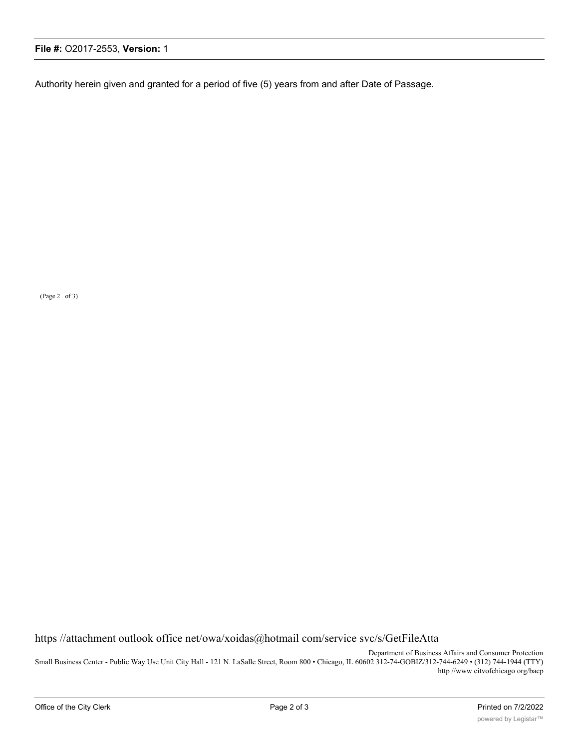Authority herein given and granted for a period of five (5) years from and after Date of Passage.

(Page 2 of 3)

https //attachment outlook office net/owa/xoidas@hotmail com/service svc/s/GetFileAtta

Department of Business Affairs and Consumer Protection
Small Business Center - Public Way Use Unit City Hall - 121 N. LaSalle Street, Room 800 • Chicago, IL 60602 312-74-GOBIZ/312-744-6249 • (312) 744-1944 (TTY)
http //www citvofchicago org/bacp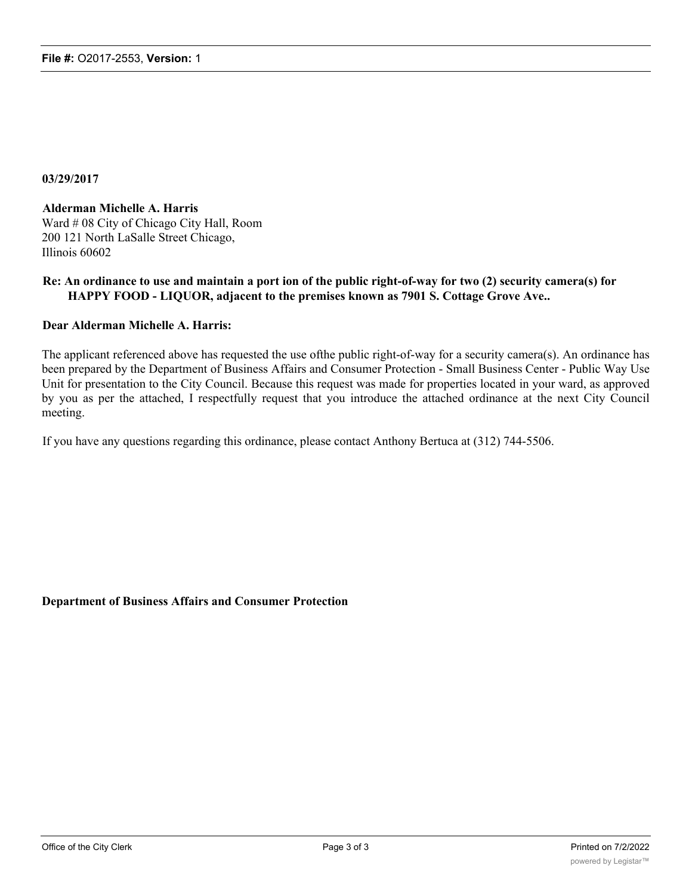**03/29/2017**

**Alderman Michelle A. Harris**
Ward # 08 City of Chicago City Hall, Room
200 121 North LaSalle Street Chicago,
Illinois 60602

**Re: An ordinance to use and maintain a port ion of the public right-of-way for two (2) security camera(s) for HAPPY FOOD - LIQUOR, adjacent to the premises known as 7901 S. Cottage Grove Ave..**

**Dear Alderman Michelle A. Harris:**

The applicant referenced above has requested the use ofthe public right-of-way for a security camera(s). An ordinance has been prepared by the Department of Business Affairs and Consumer Protection - Small Business Center - Public Way Use Unit for presentation to the City Council. Because this request was made for properties located in your ward, as approved by you as per the attached, I respectfully request that you introduce the attached ordinance at the next City Council meeting.

If you have any questions regarding this ordinance, please contact Anthony Bertuca at (312) 744-5506.

**Department of Business Affairs and Consumer Protection**